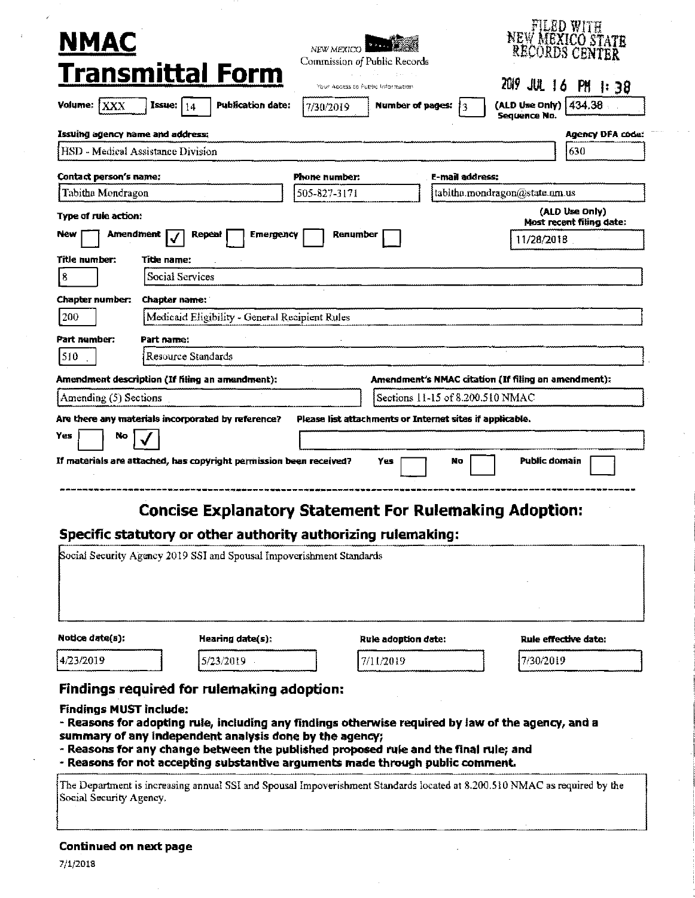# NMAC Transmittal Form

NEW MEXICO Commission of Public Records

Your Access to Public Information

FILED WITH NEW MEXICO STATE RECORDS CENTER

2019 JUL 16 PM 1:38

**Volume:** XXX **Issue:** 14 **Publication date:** 7/30/2019 **Number of pages:** 3 **(ALD Use Only) Sequence No.** 434.38

**Issuing agency name and address:** HSD - Medical Assistance Division

**Agency DFA code:** 630

**Contact person's name:** Tabitha Mondragon

**Phone number:** 505-827-3171

**E-mail address:** tabitha.mondragon@state.nm.us

**Type of rule action:**

New [ ] Amendment [✓] Repeal [ ] Emergency [ ] Renumber [ ]

**(ALD Use Only) Most recent filing date:** 11/28/2018

**Title number:** 8 **Title name:** Social Services

**Chapter number:** 200 **Chapter name:** Medicaid Eligibility - General Recipient Rules

**Part number:** 510 **Part name:** Resource Standards

**Amendment description (If filing an amendment):** Amending (5) Sections

**Amendment's NMAC citation (If filing an amendment):** Sections 11-15 of 8.200.510 NMAC

**Are there any materials incorporated by reference?** Yes [ ] No [✓]

**Please list attachments or Internet sites if applicable.**

**If materials are attached, has copyright permission been received?** Yes [ ] No [ ] Public domain [ ]

## Concise Explanatory Statement For Rulemaking Adoption:

### Specific statutory or other authority authorizing rulemaking:

Social Security Agency 2019 SSI and Spousal Impoverishment Standards

**Notice date(s):** 4/23/2019

**Hearing date(s):** 5/23/2019

**Rule adoption date:** 7/11/2019

**Rule effective date:** 7/30/2019

### Findings required for rulemaking adoption:

**Findings MUST include:**

- **Reasons for adopting rule, including any findings otherwise required by law of the agency, and a summary of any independent analysis done by the agency;**
- **Reasons for any change between the published proposed rule and the final rule; and**
- **Reasons for not accepting substantive arguments made through public comment.**

The Department is increasing annual SSI and Spousal Impoverishment Standards located at 8.200.510 NMAC as required by the Social Security Agency.

**Continued on next page**

7/1/2018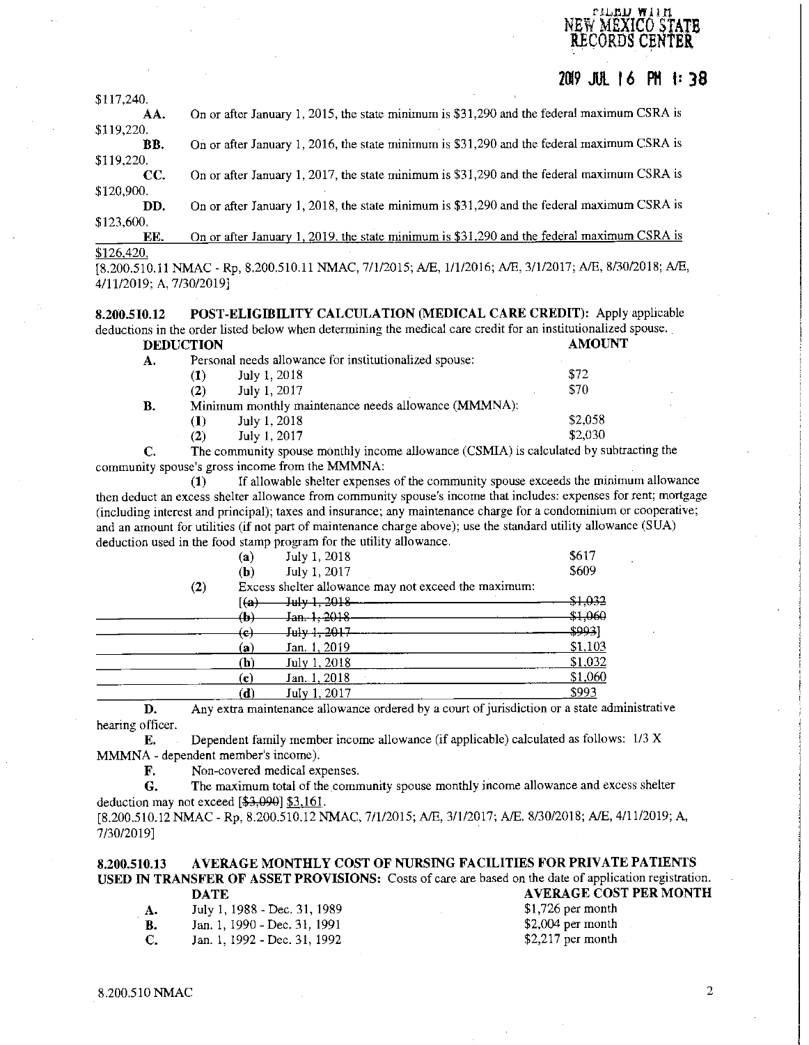FILED WITH NEW MEXICO STATE RECORDS CENTER

2019 JUL 16 PM 1:38

$117,240.

**AA.** On or after January 1, 2015, the state minimum is $31,290 and the federal maximum CSRA is $119,220.

**BB.** On or after January 1, 2016, the state minimum is $31,290 and the federal maximum CSRA is $119,220.

**CC.** On or after January 1, 2017, the state minimum is $31,290 and the federal maximum CSRA is $120,900.

**DD.** On or after January 1, 2018, the state minimum is $31,290 and the federal maximum CSRA is $123,600.

**EE.** On or after January 1, 2019, the state minimum is $31,290 and the federal maximum CSRA is $126,420.

[8.200.510.11 NMAC - Rp, 8.200.510.11 NMAC, 7/1/2015; A/E, 1/1/2016; A/E, 3/1/2017; A/E, 8/30/2018; A/E, 4/11/2019; A, 7/30/2019]

**8.200.510.12 POST-ELIGIBILITY CALCULATION (MEDICAL CARE CREDIT):** Apply applicable deductions in the order listed below when determining the medical care credit for an institutionalized spouse.

**DEDUCTION** | **AMOUNT**

**A.** Personal needs allowance for institutionalized spouse:

| | | |
|---|---|---|
| **(1)** | July 1, 2018 | $72 |
| **(2)** | July 1, 2017 | $70 |

**B.** Minimum monthly maintenance needs allowance (MMMNA):

| | | |
|---|---|---|
| **(1)** | July 1, 2018 | $2,058 |
| **(2)** | July 1, 2017 | $2,030 |

**C.** The community spouse monthly income allowance (CSMIA) is calculated by subtracting the community spouse's gross income from the MMMNA:

**(1)** If allowable shelter expenses of the community spouse exceeds the minimum allowance then deduct an excess shelter allowance from community spouse's income that includes: expenses for rent; mortgage (including interest and principal); taxes and insurance; any maintenance charge for a condominium or cooperative; and an amount for utilities (if not part of maintenance charge above); use the standard utility allowance (SUA) deduction used in the food stamp program for the utility allowance.

| | | |
|---|---|---|
| **(a)** | July 1, 2018 | $617 |
| **(b)** | July 1, 2017 | $609 |

**(2)** Excess shelter allowance may not exceed the maximum:

| | | |
|---|---|---|
| [~~(a)~~ | ~~July 1, 2018~~ | ~~$1,032~~ |
| ~~(b)~~ | ~~Jan. 1, 2018~~ | ~~$1,060~~ |
| ~~(c)~~ | ~~July 1, 2017~~ | ~~$993~~] |
| **(a)** | Jan. 1, 2019 | $1,103 |
| **(b)** | July 1, 2018 | $1,032 |
| **(c)** | Jan. 1, 2018 | $1,060 |
| **(d)** | July 1, 2017 | $993 |

**D.** Any extra maintenance allowance ordered by a court of jurisdiction or a state administrative hearing officer.

**E.** Dependent family member income allowance (if applicable) calculated as follows: 1/3 X MMMNA - dependent member's income).

**F.** Non-covered medical expenses.

**G.** The maximum total of the community spouse monthly income allowance and excess shelter deduction may not exceed [~~$3,090~~] $3,161.

[8.200.510.12 NMAC - Rp, 8.200.510.12 NMAC, 7/1/2015; A/E, 3/1/2017; A/E. 8/30/2018; A/E, 4/11/2019; A, 7/30/2019]

**8.200.510.13 AVERAGE MONTHLY COST OF NURSING FACILITIES FOR PRIVATE PATIENTS USED IN TRANSFER OF ASSET PROVISIONS:** Costs of care are based on the date of application registration.

| | **DATE** | **AVERAGE COST PER MONTH** |
|---|---|---|
| **A.** | July 1, 1988 - Dec. 31, 1989 | $1,726 per month |
| **B.** | Jan. 1, 1990 - Dec. 31, 1991 | $2,004 per month |
| **C.** | Jan. 1, 1992 - Dec. 31, 1992 | $2,217 per month |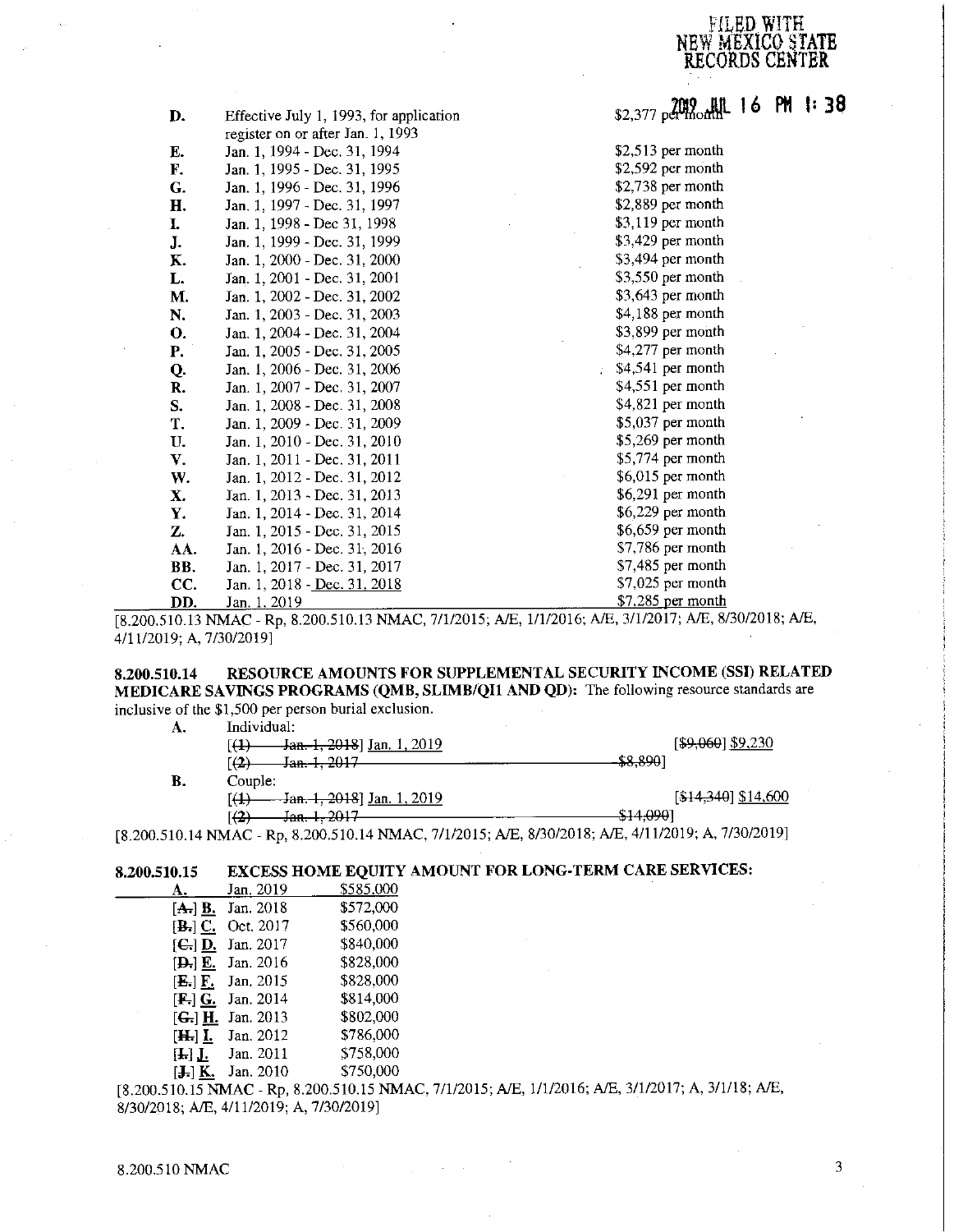FILED WITH NEW MEXICO STATE RECORDS CENTER

2019 JUL 16 PM 1:38

| | | |
|---|---|---|
| D. | Effective July 1, 1993, for application register on or after Jan. 1, 1993 | $2,377 per month |
| E. | Jan. 1, 1994 - Dec. 31, 1994 | $2,513 per month |
| F. | Jan. 1, 1995 - Dec. 31, 1995 | $2,592 per month |
| G. | Jan. 1, 1996 - Dec. 31, 1996 | $2,738 per month |
| H. | Jan. 1, 1997 - Dec. 31, 1997 | $2,889 per month |
| I. | Jan. 1, 1998 - Dec 31, 1998 | $3,119 per month |
| J. | Jan. 1, 1999 - Dec. 31, 1999 | $3,429 per month |
| K. | Jan. 1, 2000 - Dec. 31, 2000 | $3,494 per month |
| L. | Jan. 1, 2001 - Dec. 31, 2001 | $3,550 per month |
| M. | Jan. 1, 2002 - Dec. 31, 2002 | $3,643 per month |
| N. | Jan. 1, 2003 - Dec. 31, 2003 | $4,188 per month |
| O. | Jan. 1, 2004 - Dec. 31, 2004 | $3,899 per month |
| P. | Jan. 1, 2005 - Dec. 31, 2005 | $4,277 per month |
| Q. | Jan. 1, 2006 - Dec. 31, 2006 | $4,541 per month |
| R. | Jan. 1, 2007 - Dec. 31, 2007 | $4,551 per month |
| S. | Jan. 1, 2008 - Dec. 31, 2008 | $4,821 per month |
| T. | Jan. 1, 2009 - Dec. 31, 2009 | $5,037 per month |
| U. | Jan. 1, 2010 - Dec. 31, 2010 | $5,269 per month |
| V. | Jan. 1, 2011 - Dec. 31, 2011 | $5,774 per month |
| W. | Jan. 1, 2012 - Dec. 31, 2012 | $6,015 per month |
| X. | Jan. 1, 2013 - Dec. 31, 2013 | $6,291 per month |
| Y. | Jan. 1, 2014 - Dec. 31, 2014 | $6,229 per month |
| Z. | Jan. 1, 2015 - Dec. 31, 2015 | $6,659 per month |
| AA. | Jan. 1, 2016 - Dec. 31, 2016 | $7,786 per month |
| BB. | Jan. 1, 2017 - Dec. 31, 2017 | $7,485 per month |
| CC. | Jan. 1, 2018 - Dec. 31, 2018 | $7,025 per month |
| DD. | Jan. 1, 2019 | $7,285 per month |

[8.200.510.13 NMAC - Rp, 8.200.510.13 NMAC, 7/1/2015; A/E, 1/1/2016; A/E, 3/1/2017; A/E, 8/30/2018; A/E, 4/11/2019; A, 7/30/2019]

**8.200.510.14 RESOURCE AMOUNTS FOR SUPPLEMENTAL SECURITY INCOME (SSI) RELATED MEDICARE SAVINGS PROGRAMS (QMB, SLIMB/QI1 AND QD):** The following resource standards are inclusive of the $1,500 per person burial exclusion.

**A.** Individual:
[~~(1) Jan. 1, 2018~~] Jan. 1, 2019 [~~$9,060~~] $9,230
[~~(2) Jan. 1, 2017 $8,890~~]

**B.** Couple:
[~~(1) Jan. 1, 2018~~] Jan. 1, 2019 [~~$14,340~~] $14,600
[~~(2) Jan. 1, 2017 $14,090~~]

[8.200.510.14 NMAC - Rp, 8.200.510.14 NMAC, 7/1/2015; A/E, 8/30/2018; A/E, 4/11/2019; A, 7/30/2019]

**8.200.510.15 EXCESS HOME EQUITY AMOUNT FOR LONG-TERM CARE SERVICES:**

| | | |
|---|---|---|
| A. | Jan. 2019 | $585,000 |
| [~~A.~~] B. | Jan. 2018 | $572,000 |
| [~~B.~~] C. | Oct. 2017 | $560,000 |
| [~~C.~~] D. | Jan. 2017 | $840,000 |
| [~~D.~~] E. | Jan. 2016 | $828,000 |
| [~~E.~~] F. | Jan. 2015 | $828,000 |
| [~~F.~~] G. | Jan. 2014 | $814,000 |
| [~~G.~~] H. | Jan. 2013 | $802,000 |
| [~~H.~~] I. | Jan. 2012 | $786,000 |
| [~~I.~~] J. | Jan. 2011 | $758,000 |
| [~~J.~~] K. | Jan. 2010 | $750,000 |

[8.200.510.15 NMAC - Rp, 8.200.510.15 NMAC, 7/1/2015; A/E, 1/1/2016; A/E, 3/1/2017; A, 3/1/18; A/E, 8/30/2018; A/E, 4/11/2019; A, 7/30/2019]